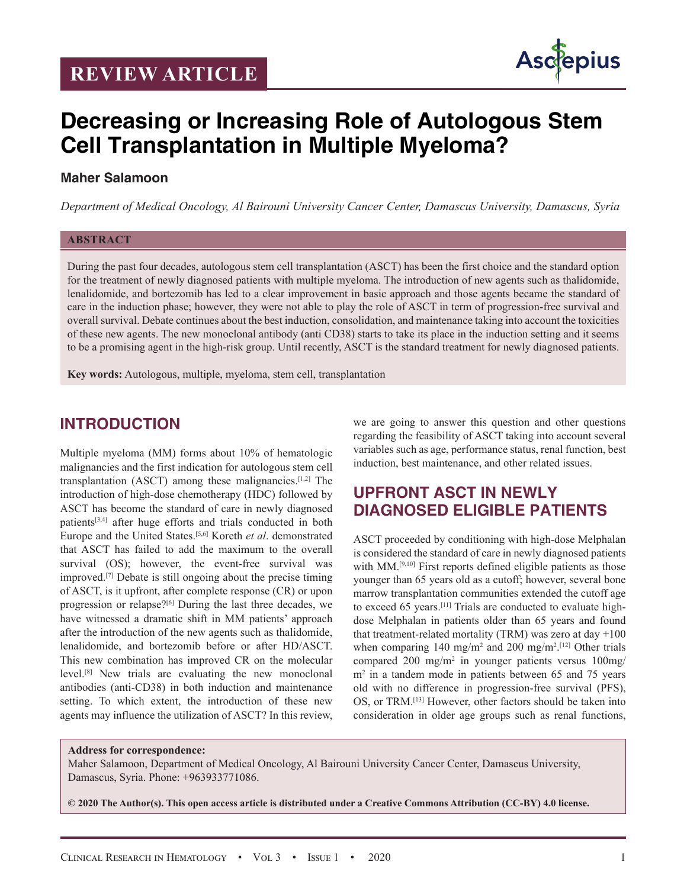REVIEW ARTICLE

# Decreasing or Increasing Role of Autologous Stem Cell Transplantation in Multiple Myeloma?

**Maher Salamoon**

*Department of Medical Oncology, Al Bairouni University Cancer Center, Damascus University, Damascus, Syria*

## ABSTRACT

During the past four decades, autologous stem cell transplantation (ASCT) has been the first choice and the standard option for the treatment of newly diagnosed patients with multiple myeloma. The introduction of new agents such as thalidomide, lenalidomide, and bortezomib has led to a clear improvement in basic approach and those agents became the standard of care in the induction phase; however, they were not able to play the role of ASCT in term of progression-free survival and overall survival. Debate continues about the best induction, consolidation, and maintenance taking into account the toxicities of these new agents. The new monoclonal antibody (anti CD38) starts to take its place in the induction setting and it seems to be a promising agent in the high-risk group. Until recently, ASCT is the standard treatment for newly diagnosed patients.

**Key words:** Autologous, multiple, myeloma, stem cell, transplantation

## INTRODUCTION

Multiple myeloma (MM) forms about 10% of hematologic malignancies and the first indication for autologous stem cell transplantation (ASCT) among these malignancies.[1,2] The introduction of high-dose chemotherapy (HDC) followed by ASCT has become the standard of care in newly diagnosed patients[3,4] after huge efforts and trials conducted in both Europe and the United States.[5,6] Koreth *et al*. demonstrated that ASCT has failed to add the maximum to the overall survival (OS); however, the event-free survival was improved.[7] Debate is still ongoing about the precise timing of ASCT, is it upfront, after complete response (CR) or upon progression or relapse?[6] During the last three decades, we have witnessed a dramatic shift in MM patients' approach after the introduction of the new agents such as thalidomide, lenalidomide, and bortezomib before or after HD/ASCT. This new combination has improved CR on the molecular level.[8] New trials are evaluating the new monoclonal antibodies (anti-CD38) in both induction and maintenance setting. To which extent, the introduction of these new agents may influence the utilization of ASCT? In this review, we are going to answer this question and other questions regarding the feasibility of ASCT taking into account several variables such as age, performance status, renal function, best induction, best maintenance, and other related issues.

## UPFRONT ASCT IN NEWLY DIAGNOSED ELIGIBLE PATIENTS

ASCT proceeded by conditioning with high-dose Melphalan is considered the standard of care in newly diagnosed patients with MM.[9,10] First reports defined eligible patients as those younger than 65 years old as a cutoff; however, several bone marrow transplantation communities extended the cutoff age to exceed 65 years.[11] Trials are conducted to evaluate high-dose Melphalan in patients older than 65 years and found that treatment-related mortality (TRM) was zero at day +100 when comparing 140 mg/m$^2$ and 200 mg/m$^2$.[12] Other trials compared 200 mg/m$^2$ in younger patients versus 100mg/m$^2$ in a tandem mode in patients between 65 and 75 years old with no difference in progression-free survival (PFS), OS, or TRM.[13] However, other factors should be taken into consideration in older age groups such as renal functions,

**Address for correspondence:**
Maher Salamoon, Department of Medical Oncology, Al Bairouni University Cancer Center, Damascus University, Damascus, Syria. Phone: +963933771086.

**© 2020 The Author(s). This open access article is distributed under a Creative Commons Attribution (CC-BY) 4.0 license.**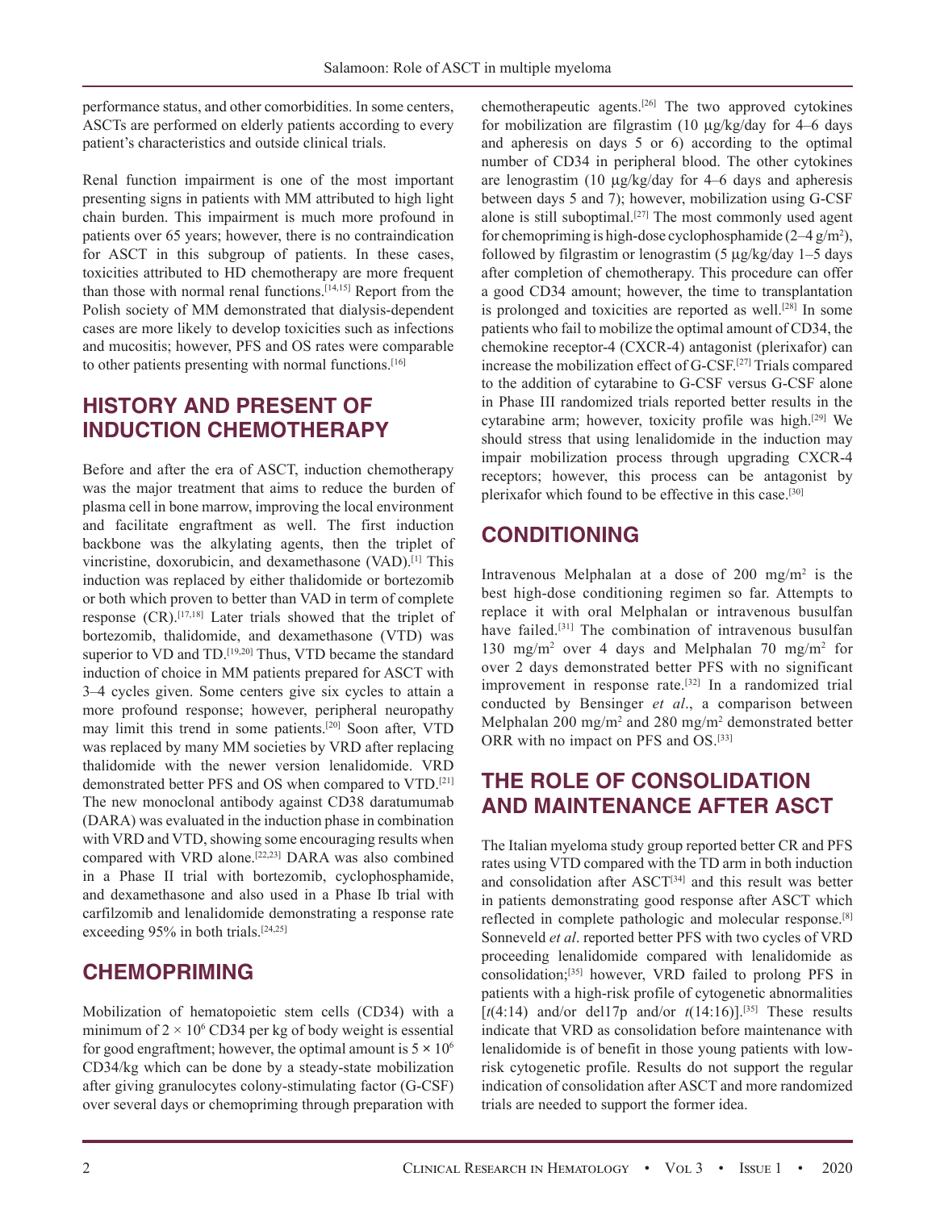performance status, and other comorbidities. In some centers, ASCTs are performed on elderly patients according to every patient's characteristics and outside clinical trials.

Renal function impairment is one of the most important presenting signs in patients with MM attributed to high light chain burden. This impairment is much more profound in patients over 65 years; however, there is no contraindication for ASCT in this subgroup of patients. In these cases, toxicities attributed to HD chemotherapy are more frequent than those with normal renal functions.[14,15] Report from the Polish society of MM demonstrated that dialysis-dependent cases are more likely to develop toxicities such as infections and mucositis; however, PFS and OS rates were comparable to other patients presenting with normal functions.[16]

## HISTORY AND PRESENT OF INDUCTION CHEMOTHERAPY

Before and after the era of ASCT, induction chemotherapy was the major treatment that aims to reduce the burden of plasma cell in bone marrow, improving the local environment and facilitate engraftment as well. The first induction backbone was the alkylating agents, then the triplet of vincristine, doxorubicin, and dexamethasone (VAD).[1] This induction was replaced by either thalidomide or bortezomib or both which proven to better than VAD in term of complete response (CR).[17,18] Later trials showed that the triplet of bortezomib, thalidomide, and dexamethasone (VTD) was superior to VD and TD.[19,20] Thus, VTD became the standard induction of choice in MM patients prepared for ASCT with 3–4 cycles given. Some centers give six cycles to attain a more profound response; however, peripheral neuropathy may limit this trend in some patients.[20] Soon after, VTD was replaced by many MM societies by VRD after replacing thalidomide with the newer version lenalidomide. VRD demonstrated better PFS and OS when compared to VTD.[21] The new monoclonal antibody against CD38 daratumumab (DARA) was evaluated in the induction phase in combination with VRD and VTD, showing some encouraging results when compared with VRD alone.[22,23] DARA was also combined in a Phase II trial with bortezomib, cyclophosphamide, and dexamethasone and also used in a Phase Ib trial with carfilzomib and lenalidomide demonstrating a response rate exceeding 95% in both trials.[24,25]

## CHEMOPRIMING

Mobilization of hematopoietic stem cells (CD34) with a minimum of $2 \times 10^6$ CD34 per kg of body weight is essential for good engraftment; however, the optimal amount is $5 \times 10^6$ CD34/kg which can be done by a steady-state mobilization after giving granulocytes colony-stimulating factor (G-CSF) over several days or chemopriming through preparation with chemotherapeutic agents.[26] The two approved cytokines for mobilization are filgrastim (10 µg/kg/day for 4–6 days and apheresis on days 5 or 6) according to the optimal number of CD34 in peripheral blood. The other cytokines are lenograstim (10 µg/kg/day for 4–6 days and apheresis between days 5 and 7); however, mobilization using G-CSF alone is still suboptimal.[27] The most commonly used agent for chemopriming is high-dose cyclophosphamide (2–4 g/m$^2$), followed by filgrastim or lenograstim (5 µg/kg/day 1–5 days after completion of chemotherapy. This procedure can offer a good CD34 amount; however, the time to transplantation is prolonged and toxicities are reported as well.[28] In some patients who fail to mobilize the optimal amount of CD34, the chemokine receptor-4 (CXCR-4) antagonist (plerixafor) can increase the mobilization effect of G-CSF.[27] Trials compared to the addition of cytarabine to G-CSF versus G-CSF alone in Phase III randomized trials reported better results in the cytarabine arm; however, toxicity profile was high.[29] We should stress that using lenalidomide in the induction may impair mobilization process through upgrading CXCR-4 receptors; however, this process can be antagonist by plerixafor which found to be effective in this case.[30]

## CONDITIONING

Intravenous Melphalan at a dose of 200 mg/m$^2$ is the best high-dose conditioning regimen so far. Attempts to replace it with oral Melphalan or intravenous busulfan have failed.[31] The combination of intravenous busulfan 130 mg/m$^2$ over 4 days and Melphalan 70 mg/m$^2$ for over 2 days demonstrated better PFS with no significant improvement in response rate.[32] In a randomized trial conducted by Bensinger *et al*., a comparison between Melphalan 200 mg/m$^2$ and 280 mg/m$^2$ demonstrated better ORR with no impact on PFS and OS.[33]

## THE ROLE OF CONSOLIDATION AND MAINTENANCE AFTER ASCT

The Italian myeloma study group reported better CR and PFS rates using VTD compared with the TD arm in both induction and consolidation after ASCT[34] and this result was better in patients demonstrating good response after ASCT which reflected in complete pathologic and molecular response.[8] Sonneveld *et al*. reported better PFS with two cycles of VRD proceeding lenalidomide compared with lenalidomide as consolidation;[35] however, VRD failed to prolong PFS in patients with a high-risk profile of cytogenetic abnormalities [*t*(4:14) and/or del17p and/or *t*(14:16)].[35] These results indicate that VRD as consolidation before maintenance with lenalidomide is of benefit in those young patients with low-risk cytogenetic profile. Results do not support the regular indication of consolidation after ASCT and more randomized trials are needed to support the former idea.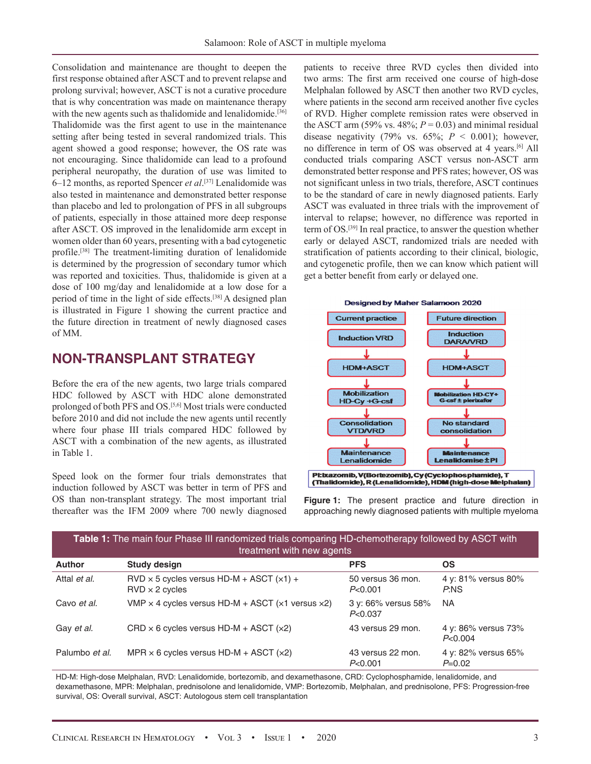Consolidation and maintenance are thought to deepen the first response obtained after ASCT and to prevent relapse and prolong survival; however, ASCT is not a curative procedure that is why concentration was made on maintenance therapy with the new agents such as thalidomide and lenalidomide.[36] Thalidomide was the first agent to use in the maintenance setting after being tested in several randomized trials. This agent showed a good response; however, the OS rate was not encouraging. Since thalidomide can lead to a profound peripheral neuropathy, the duration of use was limited to 6–12 months, as reported Spencer *et al*.[37] Lenalidomide was also tested in maintenance and demonstrated better response than placebo and led to prolongation of PFS in all subgroups of patients, especially in those attained more deep response after ASCT. OS improved in the lenalidomide arm except in women older than 60 years, presenting with a bad cytogenetic profile.[38] The treatment-limiting duration of lenalidomide is determined by the progression of secondary tumor which was reported and toxicities. Thus, thalidomide is given at a dose of 100 mg/day and lenalidomide at a low dose for a period of time in the light of side effects.[38] A designed plan is illustrated in Figure 1 showing the current practice and the future direction in treatment of newly diagnosed cases of MM.

## NON-TRANSPLANT STRATEGY

Before the era of the new agents, two large trials compared HDC followed by ASCT with HDC alone demonstrated prolonged of both PFS and OS.[5,6] Most trials were conducted before 2010 and did not include the new agents until recently where four phase III trials compared HDC followed by ASCT with a combination of the new agents, as illustrated in Table 1.

Speed look on the former four trials demonstrates that induction followed by ASCT was better in term of PFS and OS than non-transplant strategy. The most important trial thereafter was the IFM 2009 where 700 newly diagnosed patients to receive three RVD cycles then divided into two arms: The first arm received one course of high-dose Melphalan followed by ASCT then another two RVD cycles, where patients in the second arm received another five cycles of RVD. Higher complete remission rates were observed in the ASCT arm (59% vs. 48%; $P = 0.03$) and minimal residual disease negativity (79% vs. 65%; $P < 0.001$); however, no difference in term of OS was observed at 4 years.[6] All conducted trials comparing ASCT versus non-ASCT arm demonstrated better response and PFS rates; however, OS was not significant unless in two trials, therefore, ASCT continues to be the standard of care in newly diagnosed patients. Early ASCT was evaluated in three trials with the improvement of interval to relapse; however, no difference was reported in term of OS.[39] In real practice, to answer the question whether early or delayed ASCT, randomized trials are needed with stratification of patients according to their clinical, biologic, and cytogenetic profile, then we can know which patient will get a better benefit from early or delayed one.

Designed by Maher Salamoon 2020

| Current practice | Future direction |
|---|---|
| Induction VRD | Induction DARA/VRD |
| ↓ | ↓ |
| HDM+ASCT | HDM+ASCT |
| ↓ | ↓ |
| Mobilization HD-Cy +G-csf | Mobilization HD-CY+ G-csf ± plerixafor |
| ↓ | ↓ |
| Consolidation VTD/VRD | No standard consolidation |
| ↓ | ↓ |
| Maintenance Lenalidomide | Maintenance Lenalidomise±PI |

PI:Ixazomib, V(Bortezomib), Cy(Cyclophosphamide), T (Thalidomide), R(Lenalidomide), HDM(high-dose Melphalan)

**Figure 1:** The present practice and future direction in approaching newly diagnosed patients with multiple myeloma

**Table 1:** The main four Phase III randomized trials comparing HD-chemotherapy followed by ASCT with treatment with new agents

| Author | Study design | PFS | OS |
|---|---|---|---|
| Attal *et al.* | RVD × 5 cycles versus HD-M + ASCT (×1) + RVD × 2 cycles | 50 versus 36 mon. $P<0.001$ | 4 y: 81% versus 80% $P$:NS |
| Cavo *et al.* | VMP × 4 cycles versus HD-M + ASCT (×1 versus ×2) | 3 y: 66% versus 58% $P<0.037$ | NA |
| Gay *et al.* | CRD × 6 cycles versus HD-M + ASCT (×2) | 43 versus 29 mon. | 4 y: 86% versus 73% $P<0.004$ |
| Palumbo *et al.* | MPR × 6 cycles versus HD-M + ASCT (×2) | 43 versus 22 mon. $P<0.001$ | 4 y: 82% versus 65% $P=0.02$ |

HD-M: High-dose Melphalan, RVD: Lenalidomide, bortezomib, and dexamethasone, CRD: Cyclophosphamide, lenalidomide, and dexamethasone, MPR: Melphalan, prednisolone and lenalidomide, VMP: Bortezomib, Melphalan, and prednisolone, PFS: Progression-free survival, OS: Overall survival, ASCT: Autologous stem cell transplantation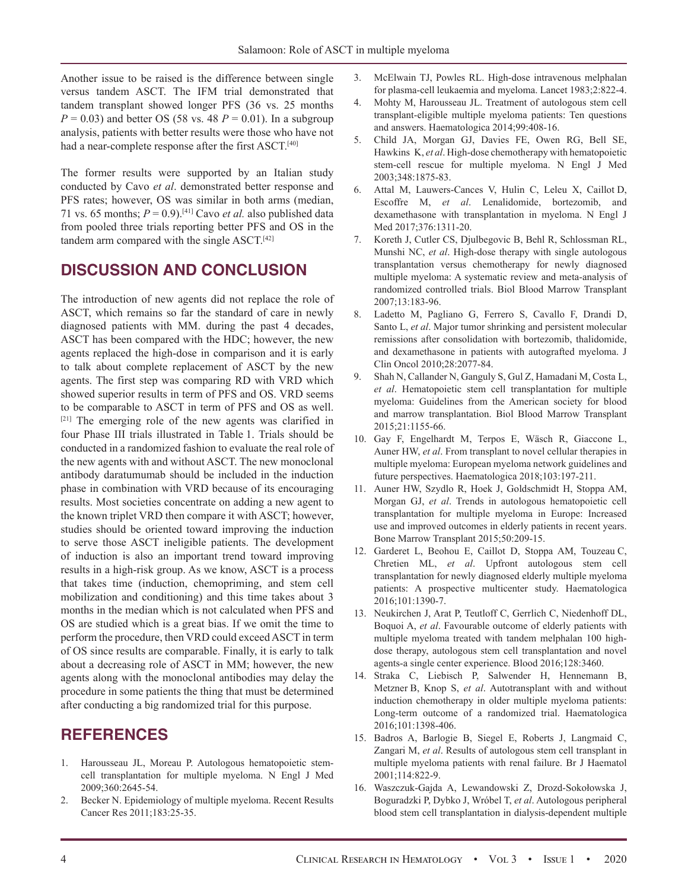Another issue to be raised is the difference between single versus tandem ASCT. The IFM trial demonstrated that tandem transplant showed longer PFS (36 vs. 25 months $P = 0.03$) and better OS (58 vs. 48 $P = 0.01$). In a subgroup analysis, patients with better results were those who have not had a near-complete response after the first ASCT.[40]

The former results were supported by an Italian study conducted by Cavo *et al*. demonstrated better response and PFS rates; however, OS was similar in both arms (median, 71 vs. 65 months; $P = 0.9$).[41] Cavo *et al.* also published data from pooled three trials reporting better PFS and OS in the tandem arm compared with the single ASCT.[42]

## DISCUSSION AND CONCLUSION

The introduction of new agents did not replace the role of ASCT, which remains so far the standard of care in newly diagnosed patients with MM. during the past 4 decades, ASCT has been compared with the HDC; however, the new agents replaced the high-dose in comparison and it is early to talk about complete replacement of ASCT by the new agents. The first step was comparing RD with VRD which showed superior results in term of PFS and OS. VRD seems to be comparable to ASCT in term of PFS and OS as well.[21] The emerging role of the new agents was clarified in four Phase III trials illustrated in Table 1. Trials should be conducted in a randomized fashion to evaluate the real role of the new agents with and without ASCT. The new monoclonal antibody daratumumab should be included in the induction phase in combination with VRD because of its encouraging results. Most societies concentrate on adding a new agent to the known triplet VRD then compare it with ASCT; however, studies should be oriented toward improving the induction to serve those ASCT ineligible patients. The development of induction is also an important trend toward improving results in a high-risk group. As we know, ASCT is a process that takes time (induction, chemopriming, and stem cell mobilization and conditioning) and this time takes about 3 months in the median which is not calculated when PFS and OS are studied which is a great bias. If we omit the time to perform the procedure, then VRD could exceed ASCT in term of OS since results are comparable. Finally, it is early to talk about a decreasing role of ASCT in MM; however, the new agents along with the monoclonal antibodies may delay the procedure in some patients the thing that must be determined after conducting a big randomized trial for this purpose.

## REFERENCES

1. Harousseau JL, Moreau P. Autologous hematopoietic stem-cell transplantation for multiple myeloma. N Engl J Med 2009;360:2645-54.
2. Becker N. Epidemiology of multiple myeloma. Recent Results Cancer Res 2011;183:25-35.
3. McElwain TJ, Powles RL. High-dose intravenous melphalan for plasma-cell leukaemia and myeloma. Lancet 1983;2:822-4.
4. Mohty M, Harousseau JL. Treatment of autologous stem cell transplant-eligible multiple myeloma patients: Ten questions and answers. Haematologica 2014;99:408-16.
5. Child JA, Morgan GJ, Davies FE, Owen RG, Bell SE, Hawkins K, *et al*. High-dose chemotherapy with hematopoietic stem-cell rescue for multiple myeloma. N Engl J Med 2003;348:1875-83.
6. Attal M, Lauwers-Cances V, Hulin C, Leleu X, Caillot D, Escoffre M, *et al*. Lenalidomide, bortezomib, and dexamethasone with transplantation in myeloma. N Engl J Med 2017;376:1311-20.
7. Koreth J, Cutler CS, Djulbegovic B, Behl R, Schlossman RL, Munshi NC, *et al*. High-dose therapy with single autologous transplantation versus chemotherapy for newly diagnosed multiple myeloma: A systematic review and meta-analysis of randomized controlled trials. Biol Blood Marrow Transplant 2007;13:183-96.
8. Ladetto M, Pagliano G, Ferrero S, Cavallo F, Drandi D, Santo L, *et al*. Major tumor shrinking and persistent molecular remissions after consolidation with bortezomib, thalidomide, and dexamethasone in patients with autografted myeloma. J Clin Oncol 2010;28:2077-84.
9. Shah N, Callander N, Ganguly S, Gul Z, Hamadani M, Costa L, *et al*. Hematopoietic stem cell transplantation for multiple myeloma: Guidelines from the American society for blood and marrow transplantation. Biol Blood Marrow Transplant 2015;21:1155-66.
10. Gay F, Engelhardt M, Terpos E, Wäsch R, Giaccone L, Auner HW, *et al*. From transplant to novel cellular therapies in multiple myeloma: European myeloma network guidelines and future perspectives. Haematologica 2018;103:197-211.
11. Auner HW, Szydlo R, Hoek J, Goldschmidt H, Stoppa AM, Morgan GJ, *et al*. Trends in autologous hematopoietic cell transplantation for multiple myeloma in Europe: Increased use and improved outcomes in elderly patients in recent years. Bone Marrow Transplant 2015;50:209-15.
12. Garderet L, Beohou E, Caillot D, Stoppa AM, Touzeau C, Chretien ML, *et al*. Upfront autologous stem cell transplantation for newly diagnosed elderly multiple myeloma patients: A prospective multicenter study. Haematologica 2016;101:1390-7.
13. Neukirchen J, Arat P, Teutloff C, Gerrlich C, Niedenhoff DL, Boquoi A, *et al*. Favourable outcome of elderly patients with multiple myeloma treated with tandem melphalan 100 high-dose therapy, autologous stem cell transplantation and novel agents-a single center experience. Blood 2016;128:3460.
14. Straka C, Liebisch P, Salwender H, Hennemann B, Metzner B, Knop S, *et al*. Autotransplant with and without induction chemotherapy in older multiple myeloma patients: Long-term outcome of a randomized trial. Haematologica 2016;101:1398-406.
15. Badros A, Barlogie B, Siegel E, Roberts J, Langmaid C, Zangari M, *et al*. Results of autologous stem cell transplant in multiple myeloma patients with renal failure. Br J Haematol 2001;114:822-9.
16. Waszczuk-Gajda A, Lewandowski Z, Drozd-Sokołowska J, Boguradzki P, Dybko J, Wróbel T, *et al*. Autologous peripheral blood stem cell transplantation in dialysis-dependent multiple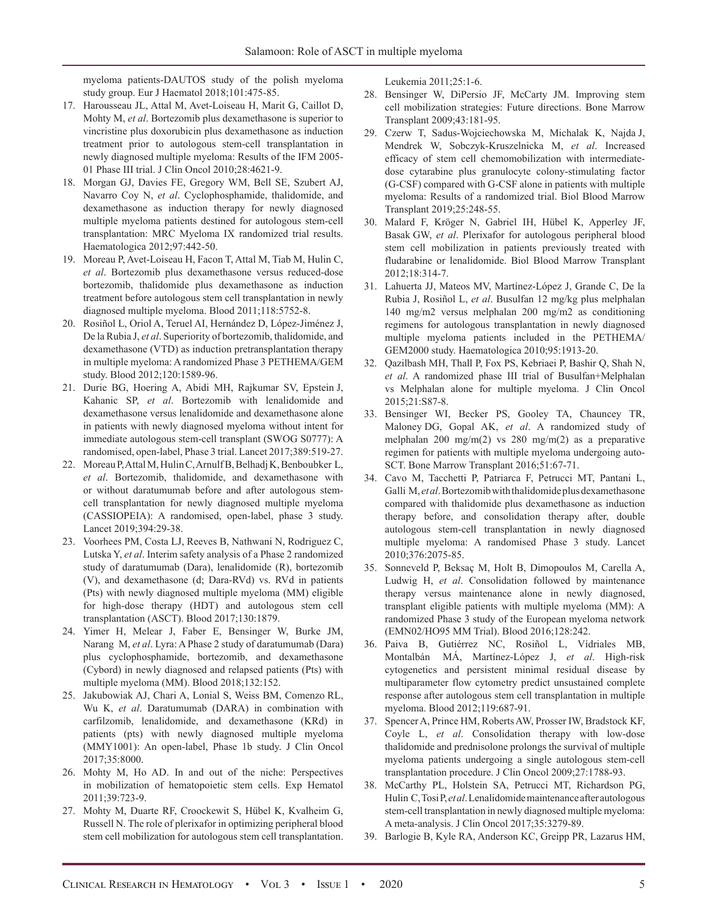myeloma patients-DAUTOS study of the polish myeloma study group. Eur J Haematol 2018;101:475-85.

17. Harousseau JL, Attal M, Avet-Loiseau H, Marit G, Caillot D, Mohty M, *et al*. Bortezomib plus dexamethasone is superior to vincristine plus doxorubicin plus dexamethasone as induction treatment prior to autologous stem-cell transplantation in newly diagnosed multiple myeloma: Results of the IFM 2005-01 Phase III trial. J Clin Oncol 2010;28:4621-9.
18. Morgan GJ, Davies FE, Gregory WM, Bell SE, Szubert AJ, Navarro Coy N, *et al*. Cyclophosphamide, thalidomide, and dexamethasone as induction therapy for newly diagnosed multiple myeloma patients destined for autologous stem-cell transplantation: MRC Myeloma IX randomized trial results. Haematologica 2012;97:442-50.
19. Moreau P, Avet-Loiseau H, Facon T, Attal M, Tiab M, Hulin C, *et al*. Bortezomib plus dexamethasone versus reduced-dose bortezomib, thalidomide plus dexamethasone as induction treatment before autologous stem cell transplantation in newly diagnosed multiple myeloma. Blood 2011;118:5752-8.
20. Rosiñol L, Oriol A, Teruel AI, Hernández D, López-Jiménez J, De la Rubia J, *et al*. Superiority of bortezomib, thalidomide, and dexamethasone (VTD) as induction pretransplantation therapy in multiple myeloma: A randomized Phase 3 PETHEMA/GEM study. Blood 2012;120:1589-96.
21. Durie BG, Hoering A, Abidi MH, Rajkumar SV, Epstein J, Kahanic SP, *et al*. Bortezomib with lenalidomide and dexamethasone versus lenalidomide and dexamethasone alone in patients with newly diagnosed myeloma without intent for immediate autologous stem-cell transplant (SWOG S0777): A randomised, open-label, Phase 3 trial. Lancet 2017;389:519-27.
22. Moreau P, Attal M, Hulin C, Arnulf B, Belhadj K, Benboubker L, *et al*. Bortezomib, thalidomide, and dexamethasone with or without daratumumab before and after autologous stem-cell transplantation for newly diagnosed multiple myeloma (CASSIOPEIA): A randomised, open-label, phase 3 study. Lancet 2019;394:29-38.
23. Voorhees PM, Costa LJ, Reeves B, Nathwani N, Rodriguez C, Lutska Y, *et al*. Interim safety analysis of a Phase 2 randomized study of daratumumab (Dara), lenalidomide (R), bortezomib (V), and dexamethasone (d; Dara-RVd) vs. RVd in patients (Pts) with newly diagnosed multiple myeloma (MM) eligible for high-dose therapy (HDT) and autologous stem cell transplantation (ASCT). Blood 2017;130:1879.
24. Yimer H, Melear J, Faber E, Bensinger W, Burke JM, Narang M, *et al*. Lyra: A Phase 2 study of daratumumab (Dara) plus cyclophosphamide, bortezomib, and dexamethasone (Cybord) in newly diagnosed and relapsed patients (Pts) with multiple myeloma (MM). Blood 2018;132:152.
25. Jakubowiak AJ, Chari A, Lonial S, Weiss BM, Comenzo RL, Wu K, *et al*. Daratumumab (DARA) in combination with carfilzomib, lenalidomide, and dexamethasone (KRd) in patients (pts) with newly diagnosed multiple myeloma (MMY1001): An open-label, Phase 1b study. J Clin Oncol 2017;35:8000.
26. Mohty M, Ho AD. In and out of the niche: Perspectives in mobilization of hematopoietic stem cells. Exp Hematol 2011;39:723-9.
27. Mohty M, Duarte RF, Croockewit S, Hübel K, Kvalheim G, Russell N. The role of plerixafor in optimizing peripheral blood stem cell mobilization for autologous stem cell transplantation. Leukemia 2011;25:1-6.
28. Bensinger W, DiPersio JF, McCarty JM. Improving stem cell mobilization strategies: Future directions. Bone Marrow Transplant 2009;43:181-95.
29. Czerw T, Sadus-Wojciechowska M, Michalak K, Najda J, Mendrek W, Sobczyk-Kruszelnicka M, *et al*. Increased efficacy of stem cell chemomobilization with intermediate-dose cytarabine plus granulocyte colony-stimulating factor (G-CSF) compared with G-CSF alone in patients with multiple myeloma: Results of a randomized trial. Biol Blood Marrow Transplant 2019;25:248-55.
30. Malard F, Kröger N, Gabriel IH, Hübel K, Apperley JF, Basak GW, *et al*. Plerixafor for autologous peripheral blood stem cell mobilization in patients previously treated with fludarabine or lenalidomide. Biol Blood Marrow Transplant 2012;18:314-7.
31. Lahuerta JJ, Mateos MV, Martínez-López J, Grande C, De la Rubia J, Rosiñol L, *et al*. Busulfan 12 mg/kg plus melphalan 140 mg/m2 versus melphalan 200 mg/m2 as conditioning regimens for autologous transplantation in newly diagnosed multiple myeloma patients included in the PETHEMA/GEM2000 study. Haematologica 2010;95:1913-20.
32. Qazilbash MH, Thall P, Fox PS, Kebriaei P, Bashir Q, Shah N, *et al*. A randomized phase III trial of Busulfan+Melphalan vs Melphalan alone for multiple myeloma. J Clin Oncol 2015;21:S87-8.
33. Bensinger WI, Becker PS, Gooley TA, Chauncey TR, Maloney DG, Gopal AK, *et al*. A randomized study of melphalan 200 mg/m(2) vs 280 mg/m(2) as a preparative regimen for patients with multiple myeloma undergoing auto-SCT. Bone Marrow Transplant 2016;51:67-71.
34. Cavo M, Tacchetti P, Patriarca F, Petrucci MT, Pantani L, Galli M, *et al*. Bortezomib with thalidomide plus dexamethasone compared with thalidomide plus dexamethasone as induction therapy before, and consolidation therapy after, double autologous stem-cell transplantation in newly diagnosed multiple myeloma: A randomised Phase 3 study. Lancet 2010;376:2075-85.
35. Sonneveld P, Beksaç M, Holt B, Dimopoulos M, Carella A, Ludwig H, *et al*. Consolidation followed by maintenance therapy versus maintenance alone in newly diagnosed, transplant eligible patients with multiple myeloma (MM): A randomized Phase 3 study of the European myeloma network (EMN02/HO95 MM Trial). Blood 2016;128:242.
36. Paiva B, Gutiérrez NC, Rosiñol L, Vídriales MB, Montalbán MÁ, Martínez-López J, *et al*. High-risk cytogenetics and persistent minimal residual disease by multiparameter flow cytometry predict unsustained complete response after autologous stem cell transplantation in multiple myeloma. Blood 2012;119:687-91.
37. Spencer A, Prince HM, Roberts AW, Prosser IW, Bradstock KF, Coyle L, *et al*. Consolidation therapy with low-dose thalidomide and prednisolone prolongs the survival of multiple myeloma patients undergoing a single autologous stem-cell transplantation procedure. J Clin Oncol 2009;27:1788-93.
38. McCarthy PL, Holstein SA, Petrucci MT, Richardson PG, Hulin C, Tosi P, *et al*. Lenalidomide maintenance after autologous stem-cell transplantation in newly diagnosed multiple myeloma: A meta-analysis. J Clin Oncol 2017;35:3279-89.
39. Barlogie B, Kyle RA, Anderson KC, Greipp PR, Lazarus HM,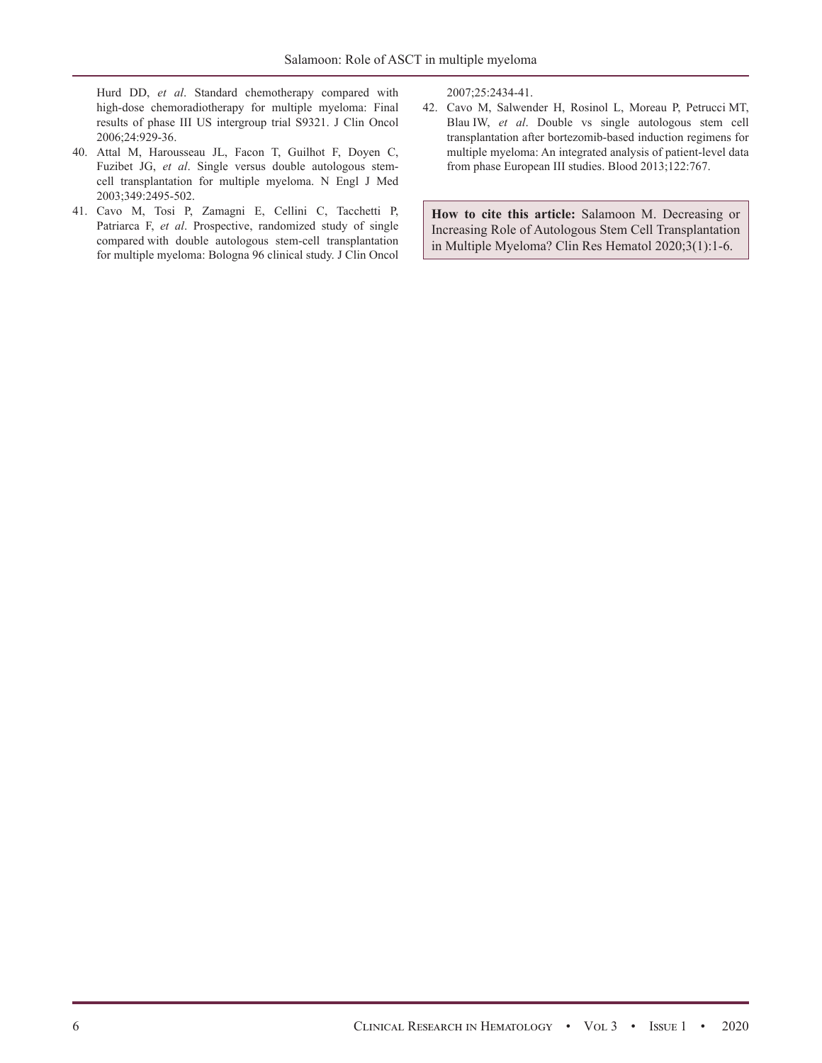Hurd DD, *et al*. Standard chemotherapy compared with high-dose chemoradiotherapy for multiple myeloma: Final results of phase III US intergroup trial S9321. J Clin Oncol 2006;24:929-36.

40. Attal M, Harousseau JL, Facon T, Guilhot F, Doyen C, Fuzibet JG, *et al*. Single versus double autologous stem-cell transplantation for multiple myeloma. N Engl J Med 2003;349:2495-502.
41. Cavo M, Tosi P, Zamagni E, Cellini C, Tacchetti P, Patriarca F, *et al*. Prospective, randomized study of single compared with double autologous stem-cell transplantation for multiple myeloma: Bologna 96 clinical study. J Clin Oncol 2007;25:2434-41.
42. Cavo M, Salwender H, Rosinol L, Moreau P, Petrucci MT, Blau IW, *et al*. Double vs single autologous stem cell transplantation after bortezomib-based induction regimens for multiple myeloma: An integrated analysis of patient-level data from phase European III studies. Blood 2013;122:767.

**How to cite this article:** Salamoon M. Decreasing or Increasing Role of Autologous Stem Cell Transplantation in Multiple Myeloma? Clin Res Hematol 2020;3(1):1-6.